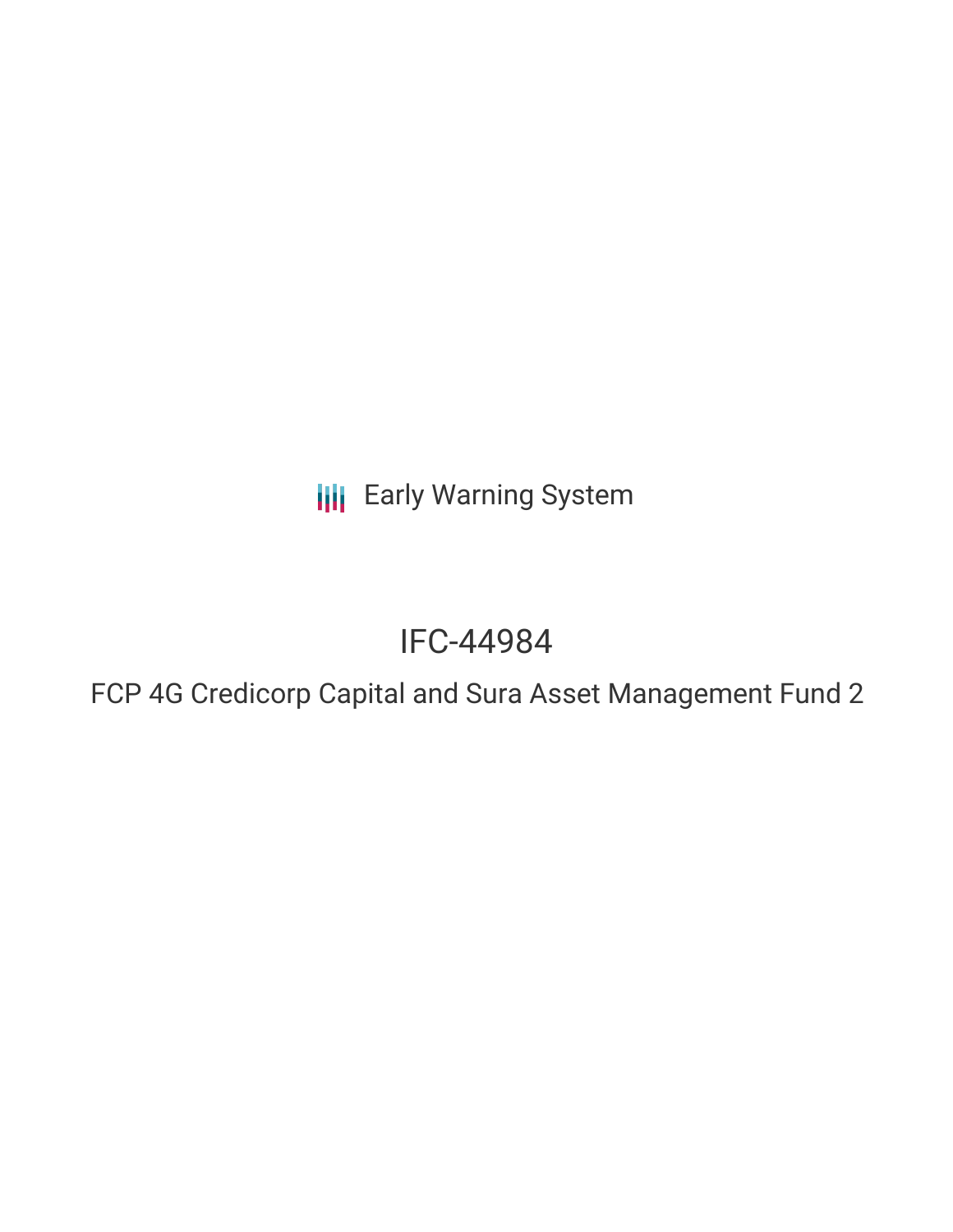Early Warning System

# IFC-44984

## FCP 4G Credicorp Capital and Sura Asset Management Fund 2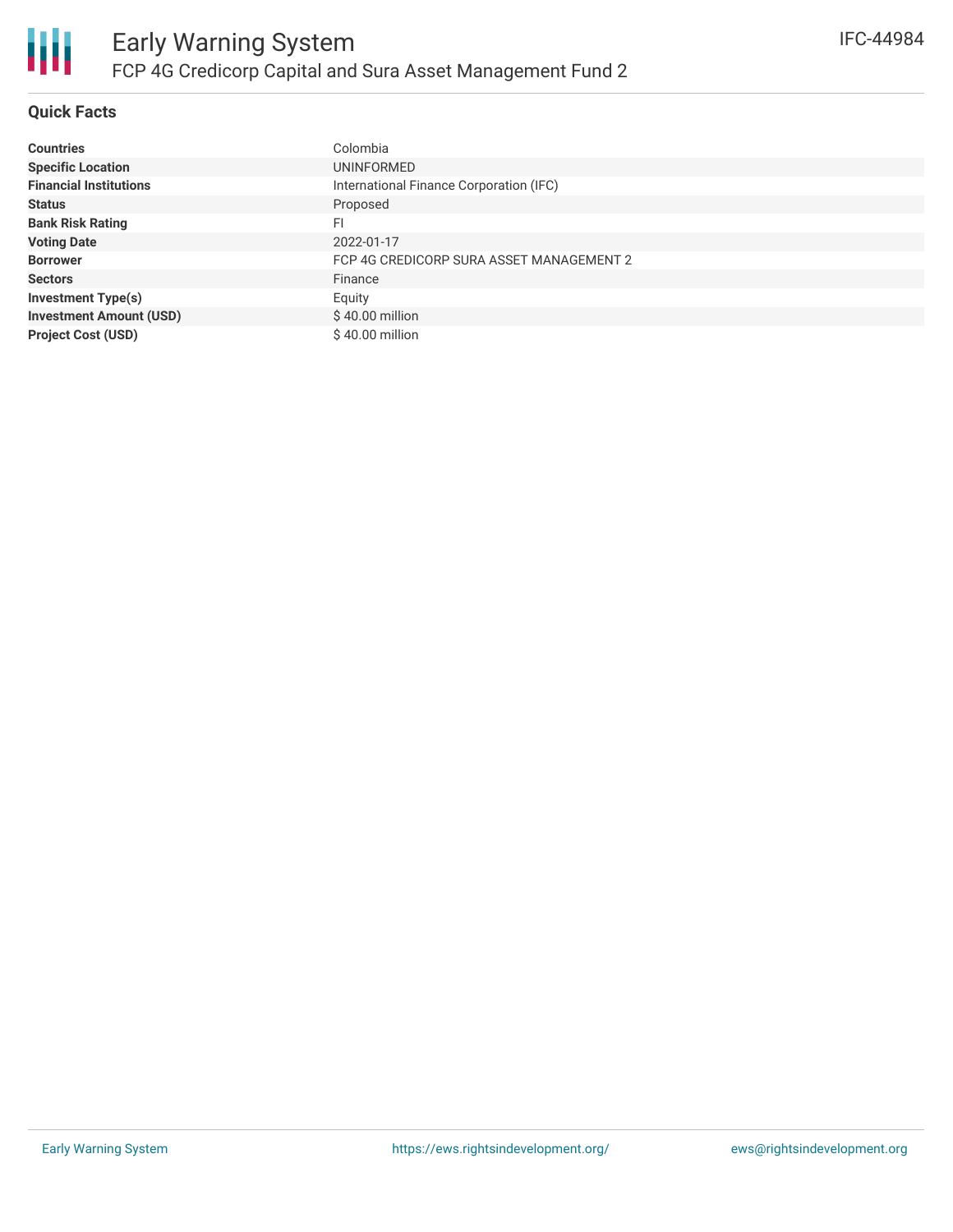## Quick Facts

| | |
|---|---|
| **Countries** | Colombia |
| **Specific Location** | UNINFORMED |
| **Financial Institutions** | International Finance Corporation (IFC) |
| **Status** | Proposed |
| **Bank Risk Rating** | FI |
| **Voting Date** | 2022-01-17 |
| **Borrower** | FCP 4G CREDICORP SURA ASSET MANAGEMENT 2 |
| **Sectors** | Finance |
| **Investment Type(s)** | Equity |
| **Investment Amount (USD)** | $ 40.00 million |
| **Project Cost (USD)** | $ 40.00 million |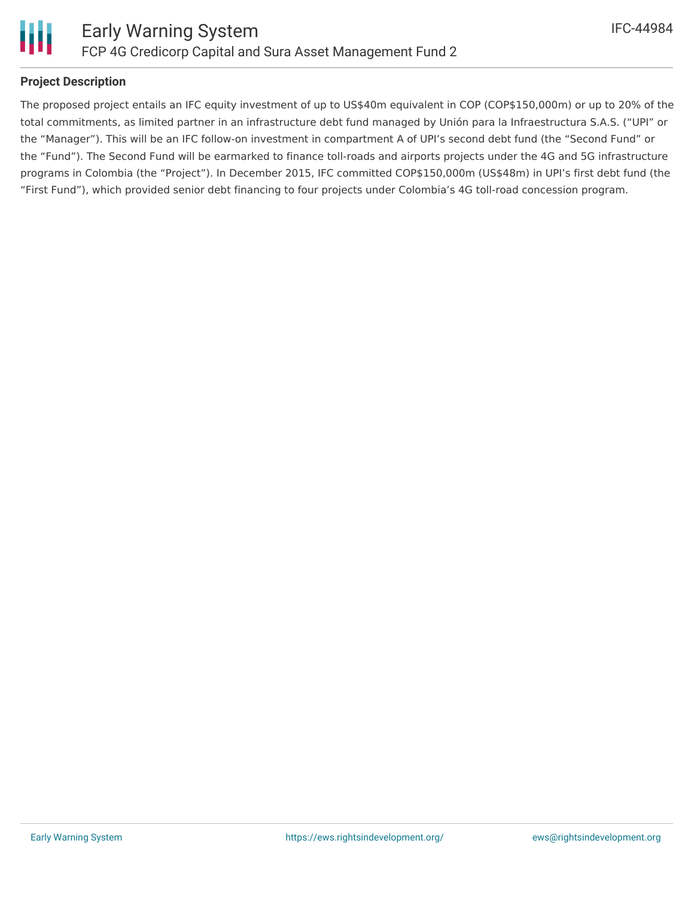## Project Description

The proposed project entails an IFC equity investment of up to US$40m equivalent in COP (COP$150,000m) or up to 20% of the total commitments, as limited partner in an infrastructure debt fund managed by Unión para la Infraestructura S.A.S. ("UPI" or the "Manager"). This will be an IFC follow-on investment in compartment A of UPI's second debt fund (the "Second Fund" or the "Fund"). The Second Fund will be earmarked to finance toll-roads and airports projects under the 4G and 5G infrastructure programs in Colombia (the "Project"). In December 2015, IFC committed COP$150,000m (US$48m) in UPI's first debt fund (the "First Fund"), which provided senior debt financing to four projects under Colombia's 4G toll-road concession program.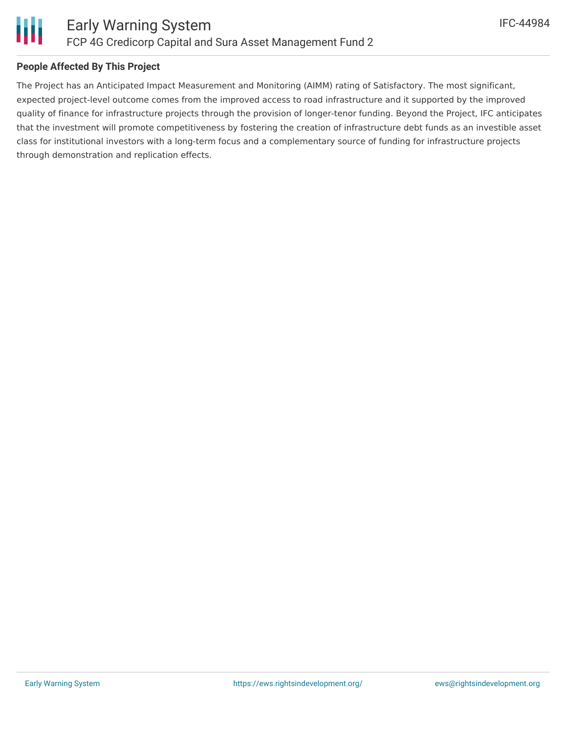## People Affected By This Project

The Project has an Anticipated Impact Measurement and Monitoring (AIMM) rating of Satisfactory. The most significant, expected project-level outcome comes from the improved access to road infrastructure and it supported by the improved quality of finance for infrastructure projects through the provision of longer-tenor funding. Beyond the Project, IFC anticipates that the investment will promote competitiveness by fostering the creation of infrastructure debt funds as an investible asset class for institutional investors with a long-term focus and a complementary source of funding for infrastructure projects through demonstration and replication effects.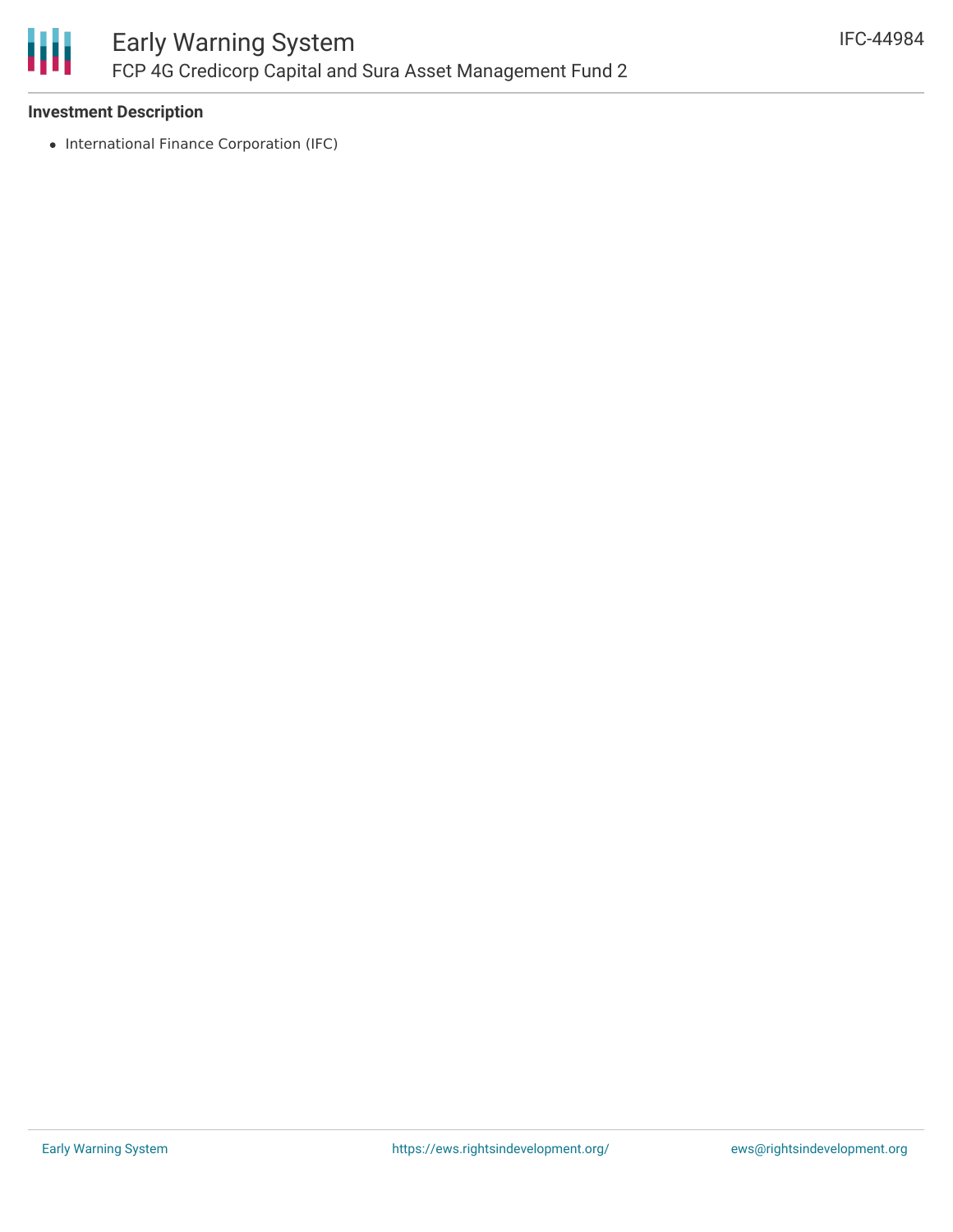### Investment Description

- International Finance Corporation (IFC)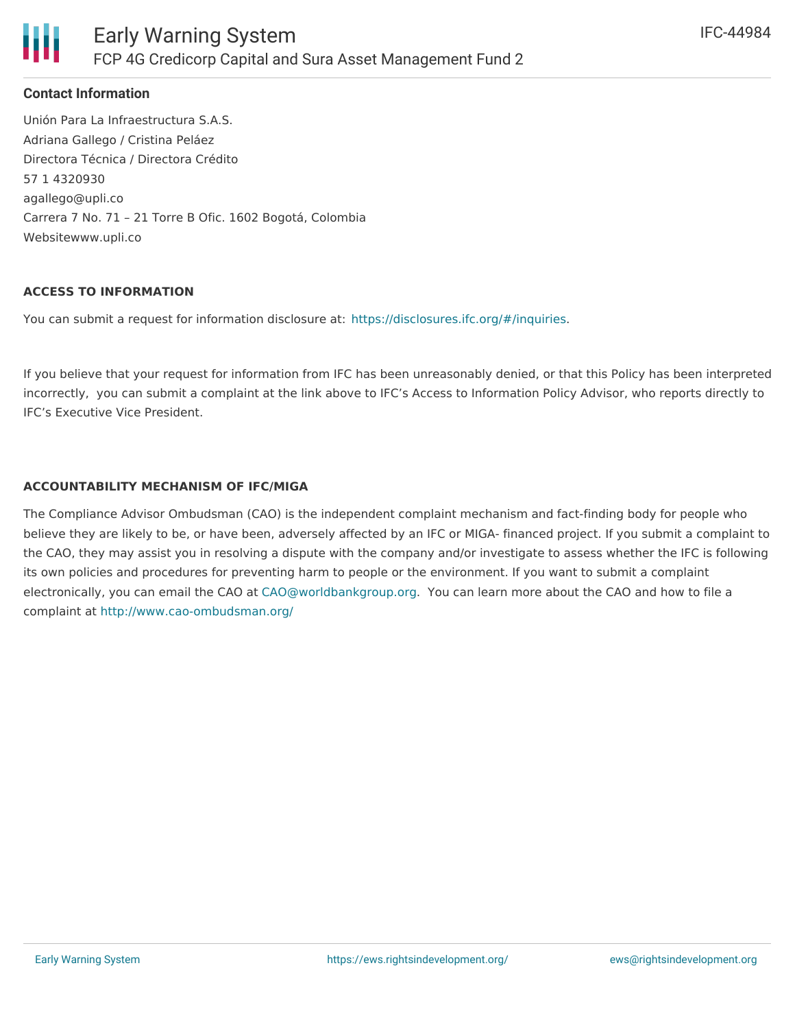**Contact Information**

Unión Para La Infraestructura S.A.S.
Adriana Gallego / Cristina Peláez
Directora Técnica / Directora Crédito
57 1 4320930
agallego@upli.co
Carrera 7 No. 71 – 21 Torre B Ofic. 1602 Bogotá, Colombia
Websitewww.upli.co

**ACCESS TO INFORMATION**

You can submit a request for information disclosure at: https://disclosures.ifc.org/#/inquiries.

If you believe that your request for information from IFC has been unreasonably denied, or that this Policy has been interpreted incorrectly, you can submit a complaint at the link above to IFC's Access to Information Policy Advisor, who reports directly to IFC's Executive Vice President.

**ACCOUNTABILITY MECHANISM OF IFC/MIGA**

The Compliance Advisor Ombudsman (CAO) is the independent complaint mechanism and fact-finding body for people who believe they are likely to be, or have been, adversely affected by an IFC or MIGA- financed project. If you submit a complaint to the CAO, they may assist you in resolving a dispute with the company and/or investigate to assess whether the IFC is following its own policies and procedures for preventing harm to people or the environment. If you want to submit a complaint electronically, you can email the CAO at CAO@worldbankgroup.org. You can learn more about the CAO and how to file a complaint at http://www.cao-ombudsman.org/